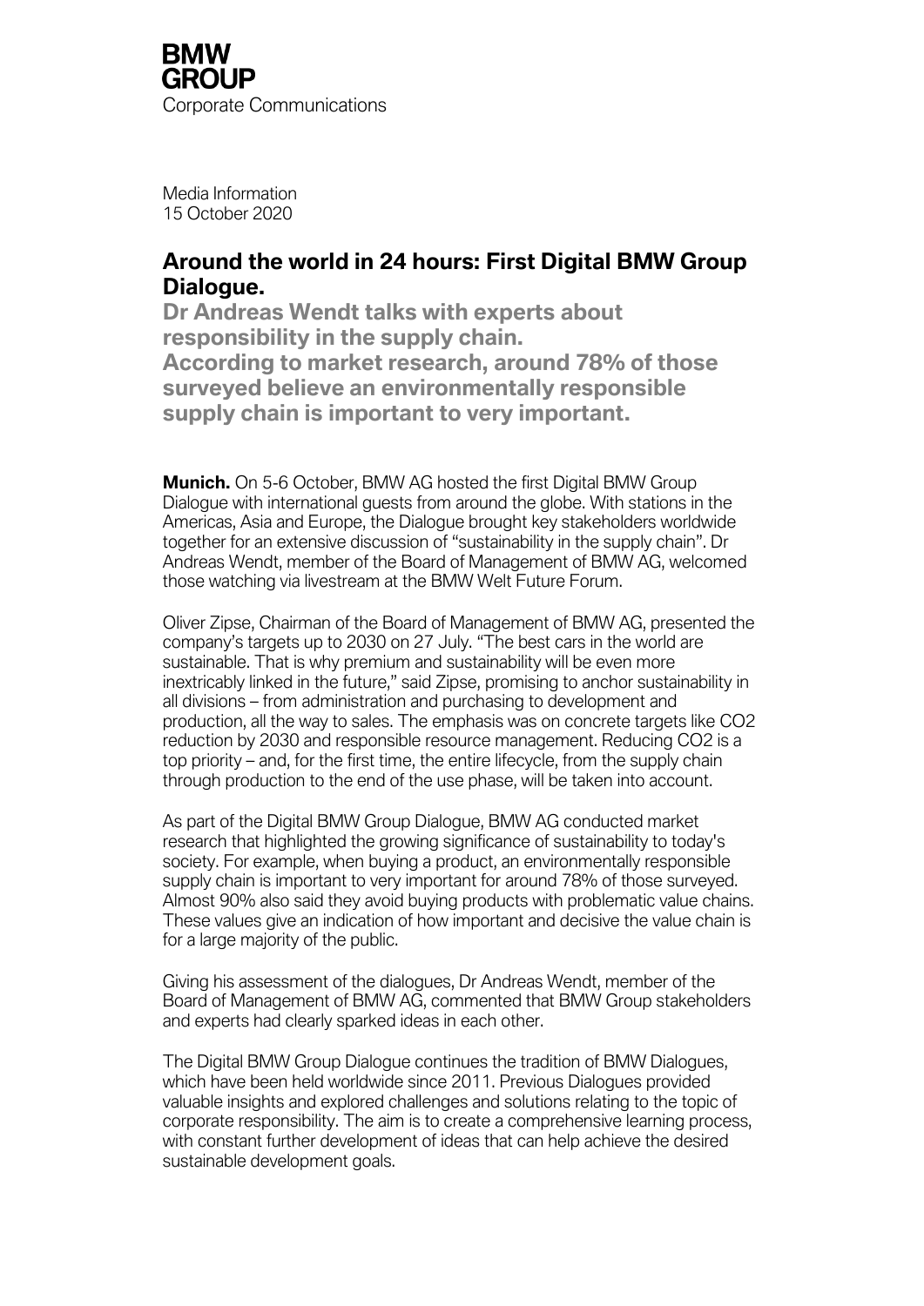**BMW GROUP**
Corporate Communications

Media Information
15 October 2020

# Around the world in 24 hours: First Digital BMW Group Dialogue.

## Dr Andreas Wendt talks with experts about responsibility in the supply chain. According to market research, around 78% of those surveyed believe an environmentally responsible supply chain is important to very important.

**Munich.** On 5-6 October, BMW AG hosted the first Digital BMW Group Dialogue with international guests from around the globe. With stations in the Americas, Asia and Europe, the Dialogue brought key stakeholders worldwide together for an extensive discussion of "sustainability in the supply chain". Dr Andreas Wendt, member of the Board of Management of BMW AG, welcomed those watching via livestream at the BMW Welt Future Forum.

Oliver Zipse, Chairman of the Board of Management of BMW AG, presented the company's targets up to 2030 on 27 July. "The best cars in the world are sustainable. That is why premium and sustainability will be even more inextricably linked in the future," said Zipse, promising to anchor sustainability in all divisions – from administration and purchasing to development and production, all the way to sales. The emphasis was on concrete targets like $CO_2$ reduction by 2030 and responsible resource management. Reducing $CO_2$ is a top priority – and, for the first time, the entire lifecycle, from the supply chain through production to the end of the use phase, will be taken into account.

As part of the Digital BMW Group Dialogue, BMW AG conducted market research that highlighted the growing significance of sustainability to today's society. For example, when buying a product, an environmentally responsible supply chain is important to very important for around 78% of those surveyed. Almost 90% also said they avoid buying products with problematic value chains. These values give an indication of how important and decisive the value chain is for a large majority of the public.

Giving his assessment of the dialogues, Dr Andreas Wendt, member of the Board of Management of BMW AG, commented that BMW Group stakeholders and experts had clearly sparked ideas in each other.

The Digital BMW Group Dialogue continues the tradition of BMW Dialogues, which have been held worldwide since 2011. Previous Dialogues provided valuable insights and explored challenges and solutions relating to the topic of corporate responsibility. The aim is to create a comprehensive learning process, with constant further development of ideas that can help achieve the desired sustainable development goals.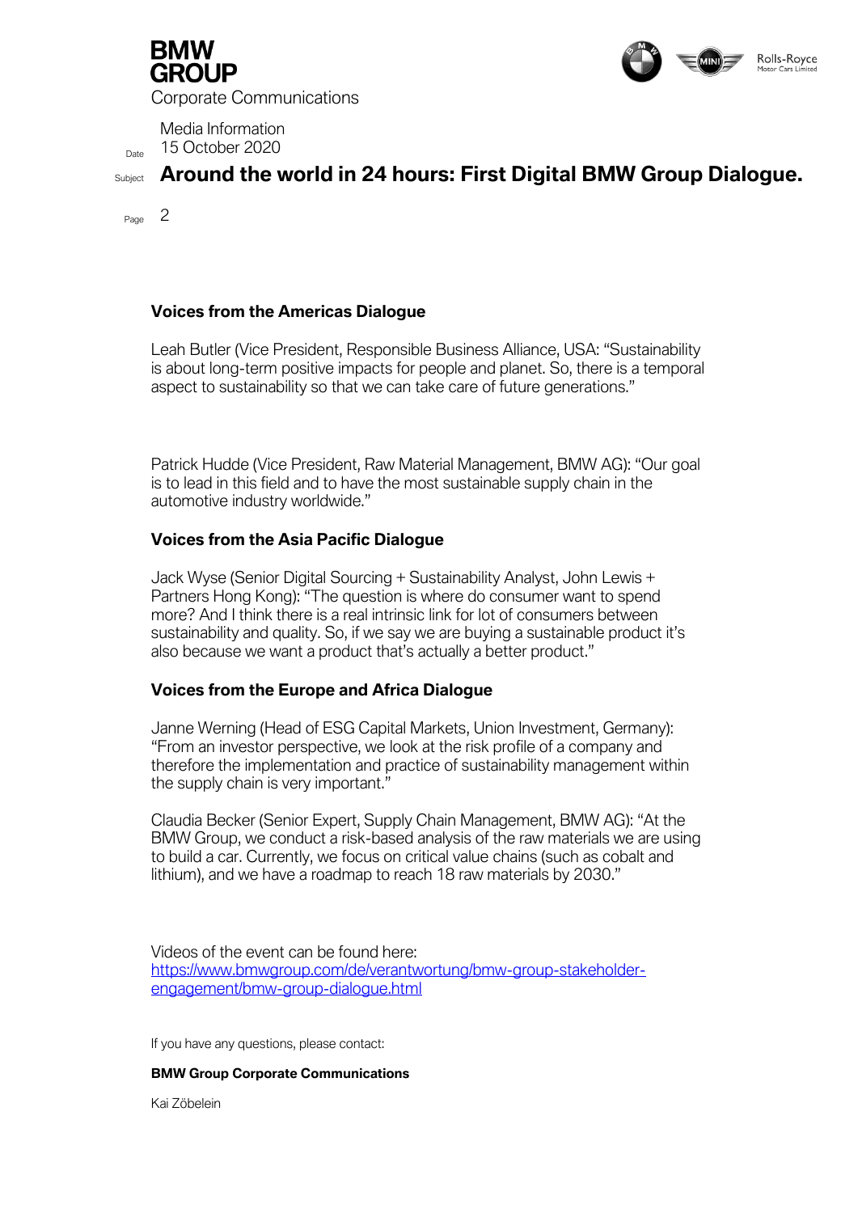### Voices from the Americas Dialogue

Leah Butler (Vice President, Responsible Business Alliance, USA: "Sustainability is about long-term positive impacts for people and planet. So, there is a temporal aspect to sustainability so that we can take care of future generations."

Patrick Hudde (Vice President, Raw Material Management, BMW AG): "Our goal is to lead in this field and to have the most sustainable supply chain in the automotive industry worldwide."

### Voices from the Asia Pacific Dialogue

Jack Wyse (Senior Digital Sourcing + Sustainability Analyst, John Lewis + Partners Hong Kong): "The question is where do consumer want to spend more? And I think there is a real intrinsic link for lot of consumers between sustainability and quality. So, if we say we are buying a sustainable product it's also because we want a product that's actually a better product."

### Voices from the Europe and Africa Dialogue

Janne Werning (Head of ESG Capital Markets, Union Investment, Germany): "From an investor perspective, we look at the risk profile of a company and therefore the implementation and practice of sustainability management within the supply chain is very important."

Claudia Becker (Senior Expert, Supply Chain Management, BMW AG): "At the BMW Group, we conduct a risk-based analysis of the raw materials we are using to build a car. Currently, we focus on critical value chains (such as cobalt and lithium), and we have a roadmap to reach 18 raw materials by 2030."

Videos of the event can be found here:
https://www.bmwgroup.com/de/verantwortung/bmw-group-stakeholder-engagement/bmw-group-dialogue.html

If you have any questions, please contact:

**BMW Group Corporate Communications**

Kai Zöbelein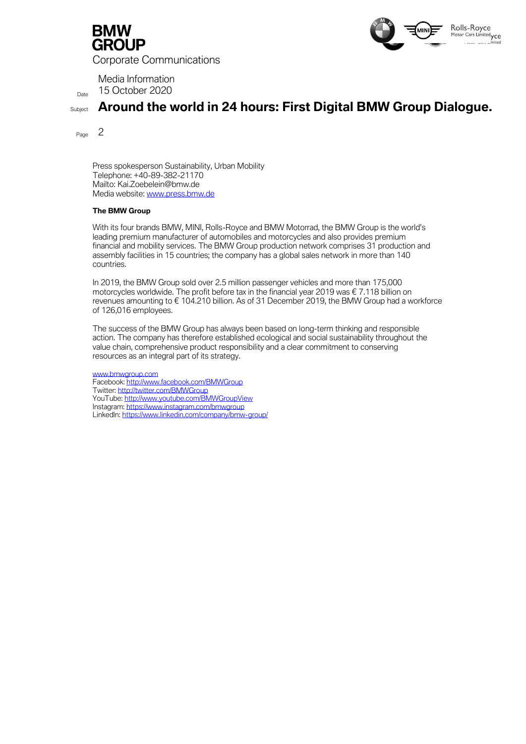Press spokesperson Sustainability, Urban Mobility
Telephone: +40-89-382-21170
Mailto: Kai.Zoebelein@bmw.de
Media website: www.press.bmw.de

**The BMW Group**

With its four brands BMW, MINI, Rolls-Royce and BMW Motorrad, the BMW Group is the world's leading premium manufacturer of automobiles and motorcycles and also provides premium financial and mobility services. The BMW Group production network comprises 31 production and assembly facilities in 15 countries; the company has a global sales network in more than 140 countries.

In 2019, the BMW Group sold over 2.5 million passenger vehicles and more than 175,000 motorcycles worldwide. The profit before tax in the financial year 2019 was € 7.118 billion on revenues amounting to € 104.210 billion. As of 31 December 2019, the BMW Group had a workforce of 126,016 employees.

The success of the BMW Group has always been based on long-term thinking and responsible action. The company has therefore established ecological and social sustainability throughout the value chain, comprehensive product responsibility and a clear commitment to conserving resources as an integral part of its strategy.

www.bmwgroup.com
Facebook: http://www.facebook.com/BMWGroup
Twitter: http://twitter.com/BMWGroup
YouTube: http://www.youtube.com/BMWGroupView
Instagram: https://www.instagram.com/bmwgroup
LinkedIn: https://www.linkedin.com/company/bmw-group/